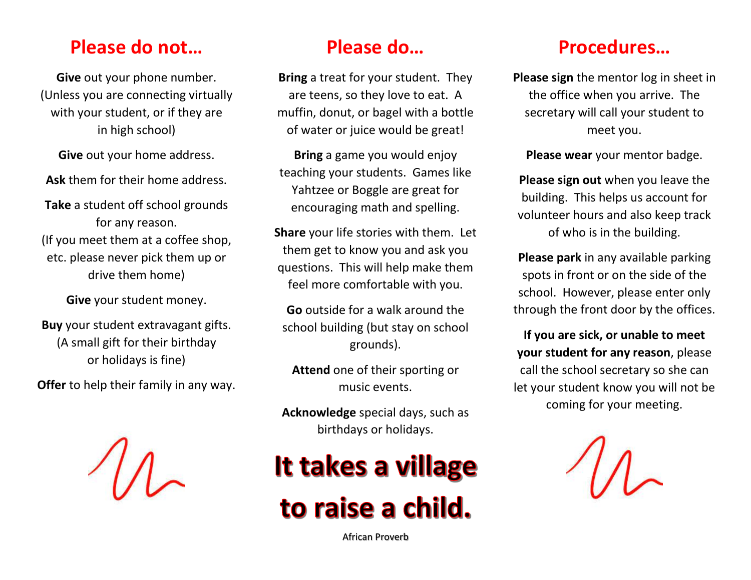## Please do not…

**Give** out your phone number. (Unless you are connecting virtually with your student, or if they are in high school)

**Give** out your home address.

**Ask** them for their home address.

**Take** a student off school grounds for any reason. (If you meet them at a coffee shop, etc. please never pick them up or drive them home)

**Give** your student money.

**Buy** your student extravagant gifts. (A small gift for their birthday or holidays is fine)

**Offer** to help their family in any way.

## Please do…

**Bring** a treat for your student. They are teens, so they love to eat. A muffin, donut, or bagel with a bottle of water or juice would be great!

**Bring** a game you would enjoy teaching your students. Games like Yahtzee or Boggle are great for encouraging math and spelling.

**Share** your life stories with them. Let them get to know you and ask you questions. This will help make them feel more comfortable with you.

**Go** outside for a walk around the school building (but stay on school grounds).

**Attend** one of their sporting or music events.

**Acknowledge** special days, such as birthdays or holidays.

# It takes a village to raise a child.

African Proverb

## Procedures…

**Please sign** the mentor log in sheet in the office when you arrive. The secretary will call your student to meet you.

**Please wear** your mentor badge.

**Please sign out** when you leave the building. This helps us account for volunteer hours and also keep track of who is in the building.

**Please park** in any available parking spots in front or on the side of the school. However, please enter only through the front door by the offices.

**If you are sick, or unable to meet your student for any reason**, please call the school secretary so she can let your student know you will not be coming for your meeting.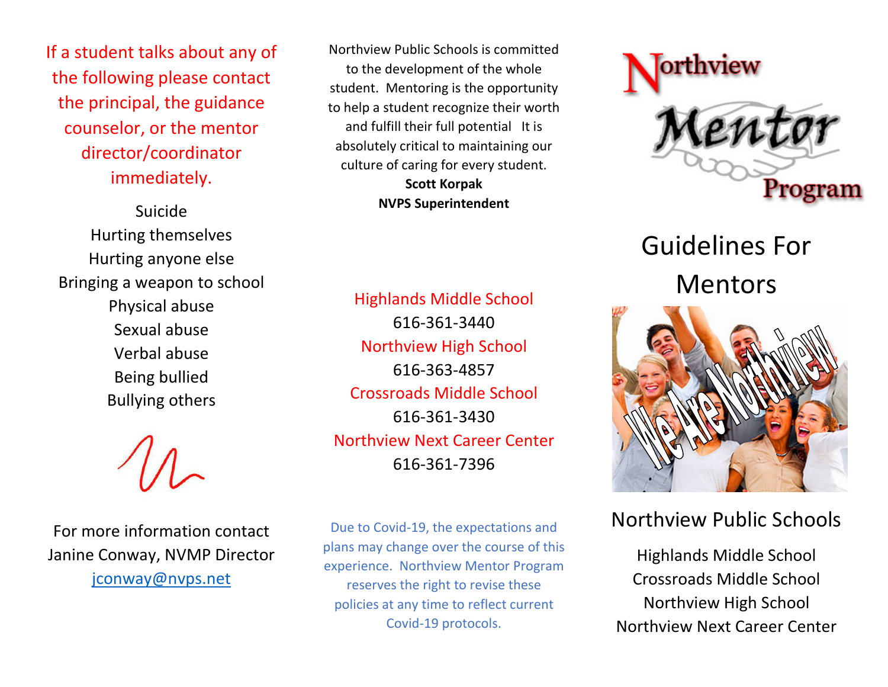If a student talks about any of the following please contact the principal, the guidance counselor, or the mentor director/coordinator immediately.

Suicide
Hurting themselves
Hurting anyone else
Bringing a weapon to school
Physical abuse
Sexual abuse
Verbal abuse
Being bullied
Bullying others

For more information contact
Janine Conway, NVMP Director
jconway@nvps.net

Northview Public Schools is committed to the development of the whole student. Mentoring is the opportunity to help a student recognize their worth and fulfill their full potential It is absolutely critical to maintaining our culture of caring for every student.
**Scott Korpak**
**NVPS Superintendent**

Highlands Middle School
616-361-3440
Northview High School
616-363-4857
Crossroads Middle School
616-361-3430
Northview Next Career Center
616-361-7396

Due to Covid-19, the expectations and plans may change over the course of this experience. Northview Mentor Program reserves the right to revise these policies at any time to reflect current Covid-19 protocols.

# Northview Mentor Program

## Guidelines For Mentors

We Are Northview

Northview Public Schools

Highlands Middle School
Crossroads Middle School
Northview High School
Northview Next Career Center